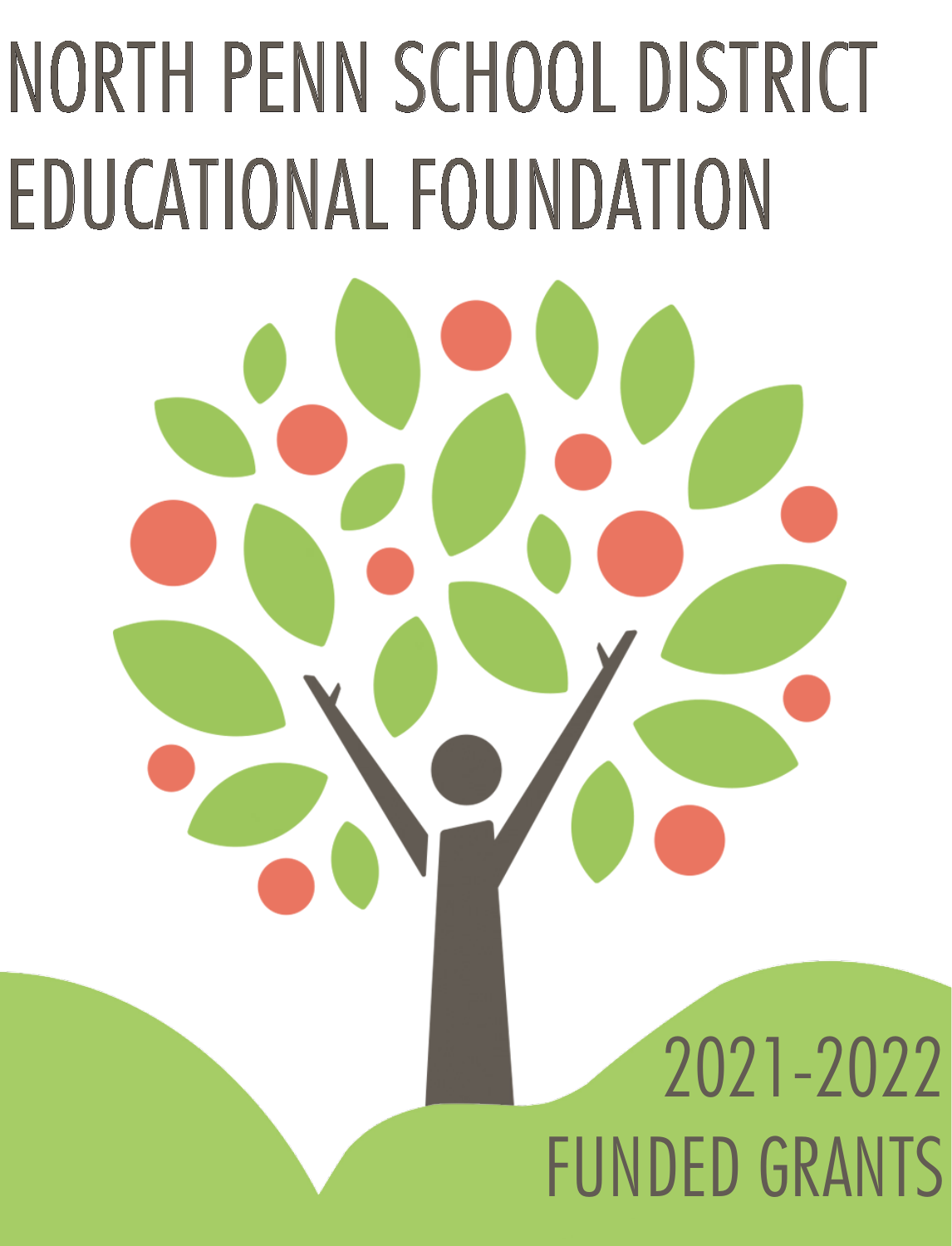# NORTH PENN SCHOOL DISTRICT EDUCATIONAL FOUNDATION

## 2021-2022 FUNDED GRANTS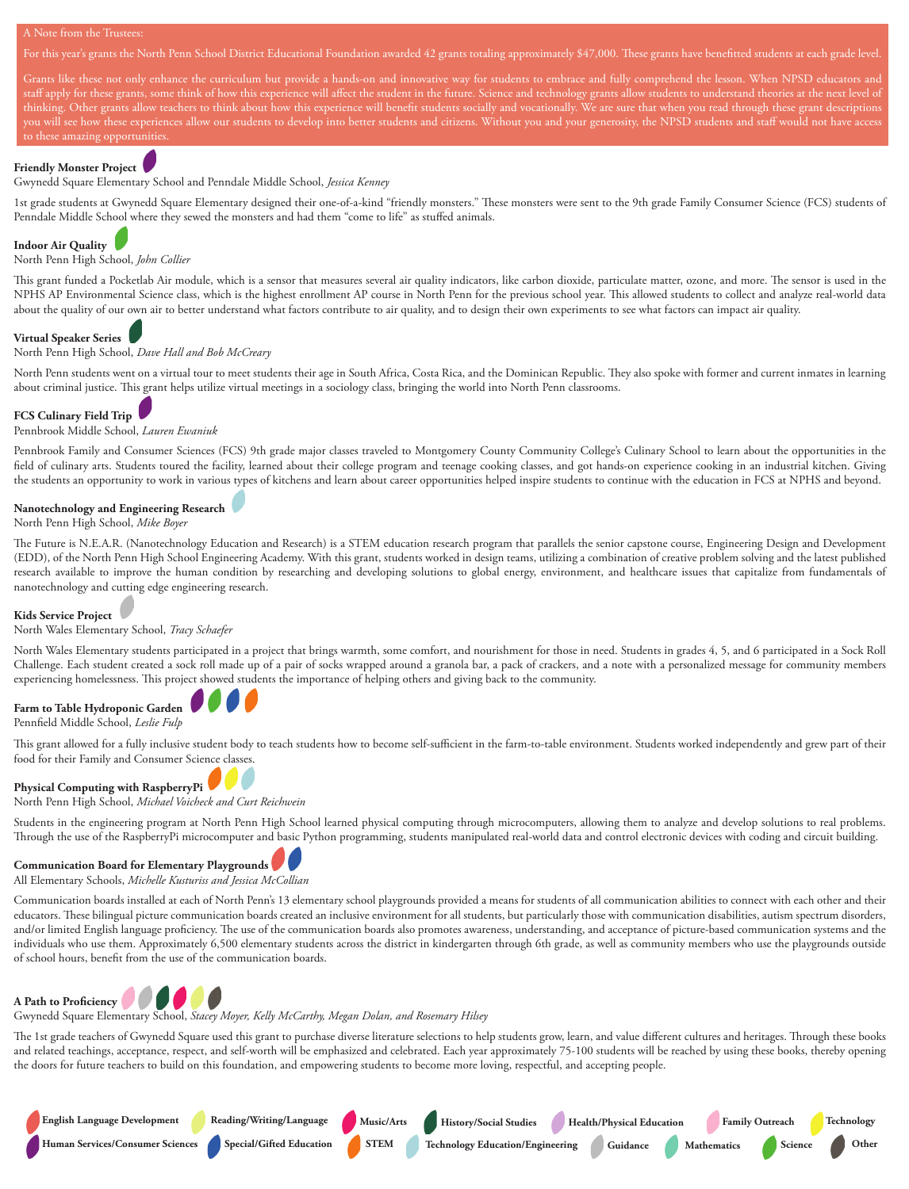A Note from the Trustees:

For this year's grants the North Penn School District Educational Foundation awarded 42 grants totaling approximately $47,000. These grants have benefitted students at each grade level.

Grants like these not only enhance the curriculum but provide a hands-on and innovative way for students to embrace and fully comprehend the lesson. When NPSD educators and staff apply for these grants, some think of how this experience will affect the student in the future. Science and technology grants allow students to understand theories at the next level of thinking. Other grants allow teachers to think about how this experience will benefit students socially and vocationally. We are sure that when you read through these grant descriptions you will see how these experiences allow our students to develop into better students and citizens. Without you and your generosity, the NPSD students and staff would not have access to these amazing opportunities.

**Friendly Monster Project**

Gwynedd Square Elementary School and Penndale Middle School, *Jessica Kenney*

1st grade students at Gwynedd Square Elementary designed their one-of-a-kind "friendly monsters." These monsters were sent to the 9th grade Family Consumer Science (FCS) students of Penndale Middle School where they sewed the monsters and had them "come to life" as stuffed animals.

**Indoor Air Quality**

North Penn High School, *John Collier*

This grant funded a Pocketlab Air module, which is a sensor that measures several air quality indicators, like carbon dioxide, particulate matter, ozone, and more. The sensor is used in the NPHS AP Environmental Science class, which is the highest enrollment AP course in North Penn for the previous school year. This allowed students to collect and analyze real-world data about the quality of our own air to better understand what factors contribute to air quality, and to design their own experiments to see what factors can impact air quality.

**Virtual Speaker Series**

North Penn High School, *Dave Hall and Bob McCreary*

North Penn students went on a virtual tour to meet students their age in South Africa, Costa Rica, and the Dominican Republic. They also spoke with former and current inmates in learning about criminal justice. This grant helps utilize virtual meetings in a sociology class, bringing the world into North Penn classrooms.

**FCS Culinary Field Trip**

Pennbrook Middle School, *Lauren Ewaniuk*

Pennbrook Family and Consumer Sciences (FCS) 9th grade major classes traveled to Montgomery County Community College's Culinary School to learn about the opportunities in the field of culinary arts. Students toured the facility, learned about their college program and teenage cooking classes, and got hands-on experience cooking in an industrial kitchen. Giving the students an opportunity to work in various types of kitchens and learn about career opportunities helped inspire students to continue with the education in FCS at NPHS and beyond.

**Nanotechnology and Engineering Research**

North Penn High School, *Mike Boyer*

The Future is N.E.A.R. (Nanotechnology Education and Research) is a STEM education research program that parallels the senior capstone course, Engineering Design and Development (EDD), of the North Penn High School Engineering Academy. With this grant, students worked in design teams, utilizing a combination of creative problem solving and the latest published research available to improve the human condition by researching and developing solutions to global energy, environment, and healthcare issues that capitalize from fundamentals of nanotechnology and cutting edge engineering research.

**Kids Service Project**

North Wales Elementary School, *Tracy Schaefer*

North Wales Elementary students participated in a project that brings warmth, some comfort, and nourishment for those in need. Students in grades 4, 5, and 6 participated in a Sock Roll Challenge. Each student created a sock roll made up of a pair of socks wrapped around a granola bar, a pack of crackers, and a note with a personalized message for community members experiencing homelessness. This project showed students the importance of helping others and giving back to the community.

**Farm to Table Hydroponic Garden**

Pennfield Middle School, *Leslie Fulp*

This grant allowed for a fully inclusive student body to teach students how to become self-sufficient in the farm-to-table environment. Students worked independently and grew part of their food for their Family and Consumer Science classes.

**Physical Computing with RaspberryPi**

North Penn High School, *Michael Voicheck and Curt Reichwein*

Students in the engineering program at North Penn High School learned physical computing through microcomputers, allowing them to analyze and develop solutions to real problems. Through the use of the RaspberryPi microcomputer and basic Python programming, students manipulated real-world data and control electronic devices with coding and circuit building.

**Communication Board for Elementary Playgrounds**

All Elementary Schools, *Michelle Kusturiss and Jessica McCollian*

Communication boards installed at each of North Penn's 13 elementary school playgrounds provided a means for students of all communication abilities to connect with each other and their educators. These bilingual picture communication boards created an inclusive environment for all students, but particularly those with communication disabilities, autism spectrum disorders, and/or limited English language proficiency. The use of the communication boards also promotes awareness, understanding, and acceptance of picture-based communication systems and the individuals who use them. Approximately 6,500 elementary students across the district in kindergarten through 6th grade, as well as community members who use the playgrounds outside of school hours, benefit from the use of the communication boards.

**A Path to Proficiency**

Gwynedd Square Elementary School, *Stacey Moyer, Kelly McCarthy, Megan Dolan, and Rosemary Hilsey*

The 1st grade teachers of Gwynedd Square used this grant to purchase diverse literature selections to help students grow, learn, and value different cultures and heritages. Through these books and related teachings, acceptance, respect, and self-worth will be emphasized and celebrated. Each year approximately 75-100 students will be reached by using these books, thereby opening the doors for future teachers to build on this foundation, and empowering students to become more loving, respectful, and accepting people.

English Language Development · Reading/Writing/Language · Music/Arts · History/Social Studies · Health/Physical Education · Family Outreach · Technology · Human Services/Consumer Sciences · Special/Gifted Education · STEM · Technology Education/Engineering · Guidance · Mathematics · Science · Other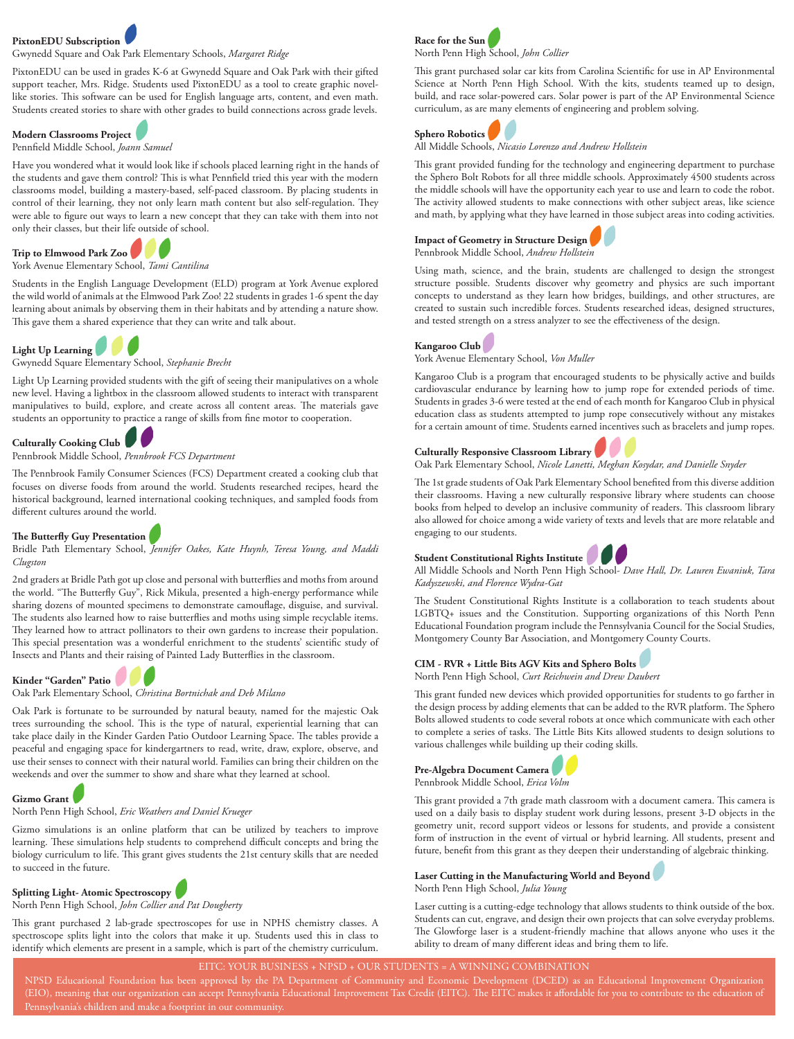**PixtonEDU Subscription**

Gwynedd Square and Oak Park Elementary Schools, *Margaret Ridge*

PixtonEDU can be used in grades K-6 at Gwynedd Square and Oak Park with their gifted support teacher, Mrs. Ridge. Students used PixtonEDU as a tool to create graphic novel-like stories. This software can be used for English language arts, content, and even math. Students created stories to share with other grades to build connections across grade levels.

**Modern Classrooms Project**

Pennfield Middle School, *Joann Samuel*

Have you wondered what it would look like if schools placed learning right in the hands of the students and gave them control? This is what Pennfield tried this year with the modern classrooms model, building a mastery-based, self-paced classroom. By placing students in control of their learning, they not only learn math content but also self-regulation. They were able to figure out ways to learn a new concept that they can take with them into not only their classes, but their life outside of school.

**Trip to Elmwood Park Zoo**

York Avenue Elementary School, *Tami Cantilina*

Students in the English Language Development (ELD) program at York Avenue explored the wild world of animals at the Elmwood Park Zoo! 22 students in grades 1-6 spent the day learning about animals by observing them in their habitats and by attending a nature show. This gave them a shared experience that they can write and talk about.

**Light Up Learning**

Gwynedd Square Elementary School, *Stephanie Brecht*

Light Up Learning provided students with the gift of seeing their manipulatives on a whole new level. Having a lightbox in the classroom allowed students to interact with transparent manipulatives to build, explore, and create across all content areas. The materials gave students an opportunity to practice a range of skills from fine motor to cooperation.

**Culturally Cooking Club**

Pennbrook Middle School, *Pennbrook FCS Department*

The Pennbrook Family Consumer Sciences (FCS) Department created a cooking club that focuses on diverse foods from around the world. Students researched recipes, heard the historical background, learned international cooking techniques, and sampled foods from different cultures around the world.

**The Butterfly Guy Presentation**

Bridle Path Elementary School, *Jennifer Oakes, Kate Huynh, Teresa Young, and Maddi Clugston*

2nd graders at Bridle Path got up close and personal with butterflies and moths from around the world. "The Butterfly Guy", Rick Mikula, presented a high-energy performance while sharing dozens of mounted specimens to demonstrate camouflage, disguise, and survival. The students also learned how to raise butterflies and moths using simple recyclable items. They learned how to attract pollinators to their own gardens to increase their population. This special presentation was a wonderful enrichment to the students' scientific study of Insects and Plants and their raising of Painted Lady Butterflies in the classroom.

**Kinder "Garden" Patio**

Oak Park Elementary School, *Christina Bortnichak and Deb Milano*

Oak Park is fortunate to be surrounded by natural beauty, named for the majestic Oak trees surrounding the school. This is the type of natural, experiential learning that can take place daily in the Kinder Garden Patio Outdoor Learning Space. The tables provide a peaceful and engaging space for kindergartners to read, write, draw, explore, observe, and use their senses to connect with their natural world. Families can bring their children on the weekends and over the summer to show and share what they learned at school.

**Gizmo Grant**

North Penn High School, *Eric Weathers and Daniel Krueger*

Gizmo simulations is an online platform that can be utilized by teachers to improve learning. These simulations help students to comprehend difficult concepts and bring the biology curriculum to life. This grant gives students the 21st century skills that are needed to succeed in the future.

**Splitting Light- Atomic Spectroscopy**

North Penn High School, *John Collier and Pat Dougherty*

This grant purchased 2 lab-grade spectroscopes for use in NPHS chemistry classes. A spectroscope splits light into the colors that make it up. Students used this in class to identify which elements are present in a sample, which is part of the chemistry curriculum.

**Race for the Sun**

North Penn High School, *John Collier*

This grant purchased solar car kits from Carolina Scientific for use in AP Environmental Science at North Penn High School. With the kits, students teamed up to design, build, and race solar-powered cars. Solar power is part of the AP Environmental Science curriculum, as are many elements of engineering and problem solving.

**Sphero Robotics**

All Middle Schools, *Nicasio Lorenzo and Andrew Hollstein*

This grant provided funding for the technology and engineering department to purchase the Sphero Bolt Robots for all three middle schools. Approximately 4500 students across the middle schools will have the opportunity each year to use and learn to code the robot. The activity allowed students to make connections with other subject areas, like science and math, by applying what they have learned in those subject areas into coding activities.

**Impact of Geometry in Structure Design**

Pennbrook Middle School, *Andrew Hollstein*

Using math, science, and the brain, students are challenged to design the strongest structure possible. Students discover why geometry and physics are such important concepts to understand as they learn how bridges, buildings, and other structures, are created to sustain such incredible forces. Students researched ideas, designed structures, and tested strength on a stress analyzer to see the effectiveness of the design.

**Kangaroo Club**

York Avenue Elementary School, *Von Muller*

Kangaroo Club is a program that encouraged students to be physically active and builds cardiovascular endurance by learning how to jump rope for extended periods of time. Students in grades 3-6 were tested at the end of each month for Kangaroo Club in physical education class as students attempted to jump rope consecutively without any mistakes for a certain amount of time. Students earned incentives such as bracelets and jump ropes.

**Culturally Responsive Classroom Library**

Oak Park Elementary School, *Nicole Lanetti, Meghan Kosydar, and Danielle Snyder*

The 1st grade students of Oak Park Elementary School benefited from this diverse addition their classrooms. Having a new culturally responsive library where students can choose books from helped to develop an inclusive community of readers. This classroom library also allowed for choice among a wide variety of texts and levels that are more relatable and engaging to our students.

**Student Constitutional Rights Institute**

All Middle Schools and North Penn High School- *Dave Hall, Dr. Lauren Ewaniuk, Tara Kadyszewski, and Florence Wydra-Gat*

The Student Constitutional Rights Institute is a collaboration to teach students about LGBTQ+ issues and the Constitution. Supporting organizations of this North Penn Educational Foundation program include the Pennsylvania Council for the Social Studies, Montgomery County Bar Association, and Montgomery County Courts.

**CIM - RVR + Little Bits AGV Kits and Sphero Bolts**

North Penn High School, *Curt Reichwein and Drew Daubert*

This grant funded new devices which provided opportunities for students to go farther in the design process by adding elements that can be added to the RVR platform. The Sphero Bolts allowed students to code several robots at once which communicate with each other to complete a series of tasks. The Little Bits Kits allowed students to design solutions to various challenges while building up their coding skills.

**Pre-Algebra Document Camera**

Pennbrook Middle School, *Erica Volm*

This grant provided a 7th grade math classroom with a document camera. This camera is used on a daily basis to display student work during lessons, present 3-D objects in the geometry unit, record support videos or lessons for students, and provide a consistent form of instruction in the event of virtual or hybrid learning. All students, present and future, benefit from this grant as they deepen their understanding of algebraic thinking.

**Laser Cutting in the Manufacturing World and Beyond**

North Penn High School, *Julia Young*

Laser cutting is a cutting-edge technology that allows students to think outside of the box. Students can cut, engrave, and design their own projects that can solve everyday problems. The Glowforge laser is a student-friendly machine that allows anyone who uses it the ability to dream of many different ideas and bring them to life.

EITC: YOUR BUSINESS + NPSD + OUR STUDENTS = A WINNING COMBINATION

NPSD Educational Foundation has been approved by the PA Department of Community and Economic Development (DCED) as an Educational Improvement Organization (EIO), meaning that our organization can accept Pennsylvania Educational Improvement Tax Credit (EITC). The EITC makes it affordable for you to contribute to the education of Pennsylvania's children and make a footprint in our community.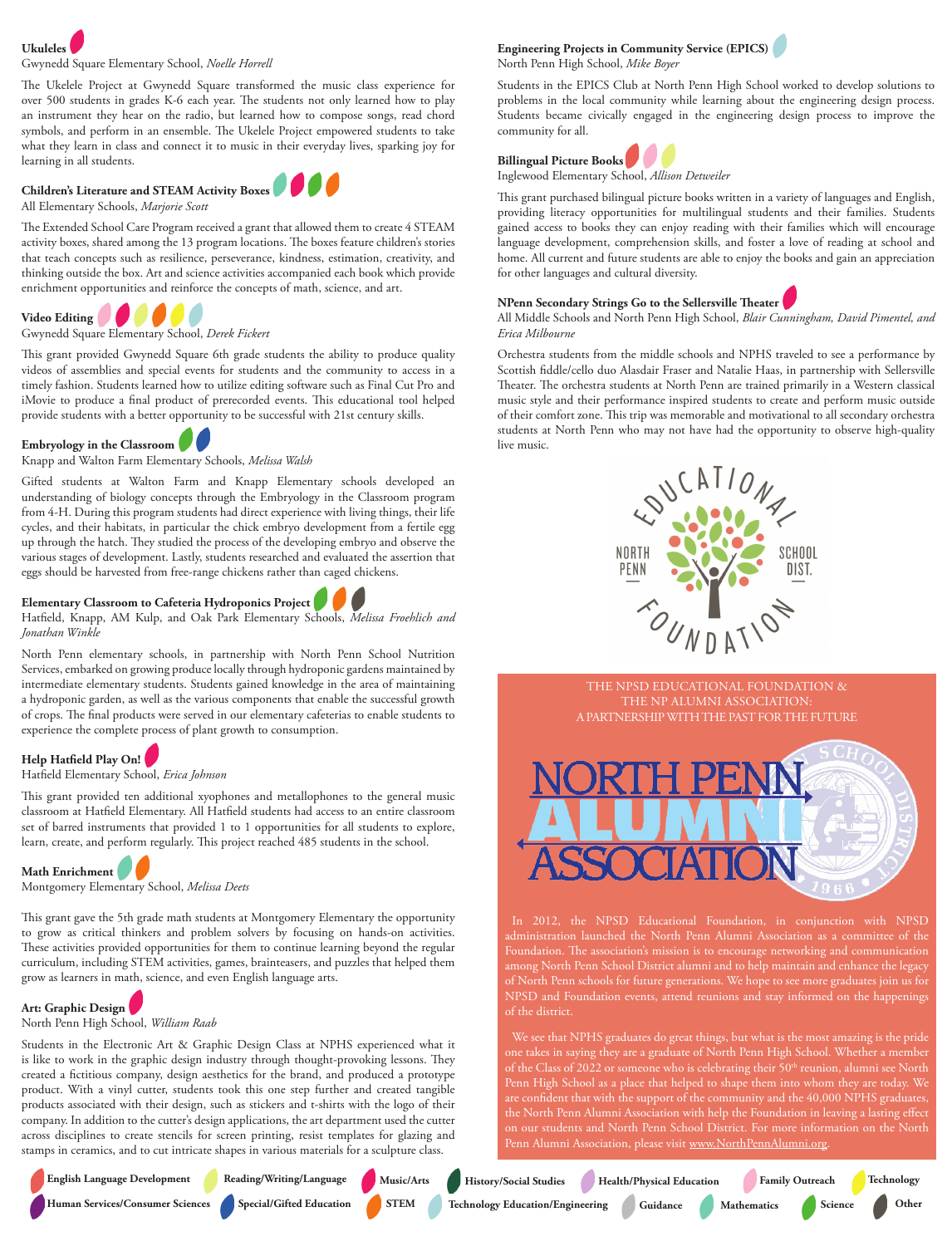### Ukuleles

Gwynedd Square Elementary School, *Noelle Horrell*

The Ukelele Project at Gwynedd Square transformed the music class experience for over 500 students in grades K-6 each year. The students not only learned how to play an instrument they hear on the radio, but learned how to compose songs, read chord symbols, and perform in an ensemble. The Ukelele Project empowered students to take what they learn in class and connect it to music in their everyday lives, sparking joy for learning in all students.

### Children's Literature and STEAM Activity Boxes

All Elementary Schools, *Marjorie Scott*

The Extended School Care Program received a grant that allowed them to create 4 STEAM activity boxes, shared among the 13 program locations. The boxes feature children's stories that teach concepts such as resilience, perseverance, kindness, estimation, creativity, and thinking outside the box. Art and science activities accompanied each book which provide enrichment opportunities and reinforce the concepts of math, science, and art.

### Video Editing

Gwynedd Square Elementary School, *Derek Fickert*

This grant provided Gwynedd Square 6th grade students the ability to produce quality videos of assemblies and special events for students and the community to access in a timely fashion. Students learned how to utilize editing software such as Final Cut Pro and iMovie to produce a final product of prerecorded events. This educational tool helped provide students with a better opportunity to be successful with 21st century skills.

### Embryology in the Classroom

Knapp and Walton Farm Elementary Schools, *Melissa Walsh*

Gifted students at Walton Farm and Knapp Elementary schools developed an understanding of biology concepts through the Embryology in the Classroom program from 4-H. During this program students had direct experience with living things, their life cycles, and their habitats, in particular the chick embryo development from a fertile egg up through the hatch. They studied the process of the developing embryo and observe the various stages of development. Lastly, students researched and evaluated the assertion that eggs should be harvested from free-range chickens rather than caged chickens.

### Elementary Classroom to Cafeteria Hydroponics Project

Hatfield, Knapp, AM Kulp, and Oak Park Elementary Schools, *Melissa Froehlich and Jonathan Winkle*

North Penn elementary schools, in partnership with North Penn School Nutrition Services, embarked on growing produce locally through hydroponic gardens maintained by intermediate elementary students. Students gained knowledge in the area of maintaining a hydroponic garden, as well as the various components that enable the successful growth of crops. The final products were served in our elementary cafeterias to enable students to experience the complete process of plant growth to consumption.

### Help Hatfield Play On!

Hatfield Elementary School, *Erica Johnson*

This grant provided ten additional xyophones and metallophones to the general music classroom at Hatfield Elementary. All Hatfield students had access to an entire classroom set of barred instruments that provided 1 to 1 opportunities for all students to explore, learn, create, and perform regularly. This project reached 485 students in the school.

### Math Enrichment

Montgomery Elementary School, *Melissa Deets*

This grant gave the 5th grade math students at Montgomery Elementary the opportunity to grow as critical thinkers and problem solvers by focusing on hands-on activities. These activities provided opportunities for them to continue learning beyond the regular curriculum, including STEM activities, games, brainteasers, and puzzles that helped them grow as learners in math, science, and even English language arts.

### Art: Graphic Design

North Penn High School, *William Raab*

Students in the Electronic Art & Graphic Design Class at NPHS experienced what it is like to work in the graphic design industry through thought-provoking lessons. They created a fictitious company, design aesthetics for the brand, and produced a prototype product. With a vinyl cutter, students took this one step further and created tangible products associated with their design, such as stickers and t-shirts with the logo of their company. In addition to the cutter's design applications, the art department used the cutter across disciplines to create stencils for screen printing, resist templates for glazing and stamps in ceramics, and to cut intricate shapes in various materials for a sculpture class.

### Engineering Projects in Community Service (EPICS)

North Penn High School, *Mike Boyer*

Students in the EPICS Club at North Penn High School worked to develop solutions to problems in the local community while learning about the engineering design process. Students became civically engaged in the engineering design process to improve the community for all.

### Billingual Picture Books

Inglewood Elementary School, *Allison Detweiler*

This grant purchased bilingual picture books written in a variety of languages and English, providing literacy opportunities for multilingual students and their families. Students gained access to books they can enjoy reading with their families which will encourage language development, comprehension skills, and foster a love of reading at school and home. All current and future students are able to enjoy the books and gain an appreciation for other languages and cultural diversity.

### NPenn Secondary Strings Go to the Sellersville Theater

All Middle Schools and North Penn High School, *Blair Cunningham, David Pimentel, and Erica Milbourne*

Orchestra students from the middle schools and NPHS traveled to see a performance by Scottish fiddle/cello duo Alasdair Fraser and Natalie Haas, in partnership with Sellersville Theater. The orchestra students at North Penn are trained primarily in a Western classical music style and their performance inspired students to create and perform music outside of their comfort zone. This trip was memorable and motivational to all secondary orchestra students at North Penn who may not have had the opportunity to observe high-quality live music.

EDUCATIONAL FOUNDATION — NORTH PENN SCHOOL DIST.

## THE NPSD EDUCATIONAL FOUNDATION & THE NP ALUMNI ASSOCIATION: A PARTNERSHIP WITH THE PAST FOR THE FUTURE

NORTH PENN ALUMNI ASSOCIATION

In 2012, the NPSD Educational Foundation, in conjunction with NPSD administration launched the North Penn Alumni Association as a committee of the Foundation. The association's mission is to encourage networking and communication among North Penn School District alumni and to help maintain and enhance the legacy of North Penn schools for future generations. We hope to see more graduates join us for NPSD and Foundation events, attend reunions and stay informed on the happenings of the district.

We see that NPHS graduates do great things, but what is the most amazing is the pride one takes in saying they are a graduate of North Penn High School. Whether a member of the Class of 2022 or someone who is celebrating their 50th reunion, alumni see North Penn High School as a place that helped to shape them into whom they are today. We are confident that with the support of the community and the 40,000 NPHS graduates, the North Penn Alumni Association with help the Foundation in leaving a lasting effect on our students and North Penn School District. For more information on the North Penn Alumni Association, please visit www.NorthPennAlumni.org.

English Language Development · Reading/Writing/Language · Music/Arts · History/Social Studies · Health/Physical Education · Family Outreach · Technology · Human Services/Consumer Sciences · Special/Gifted Education · STEM · Technology Education/Engineering · Guidance · Mathematics · Science · Other